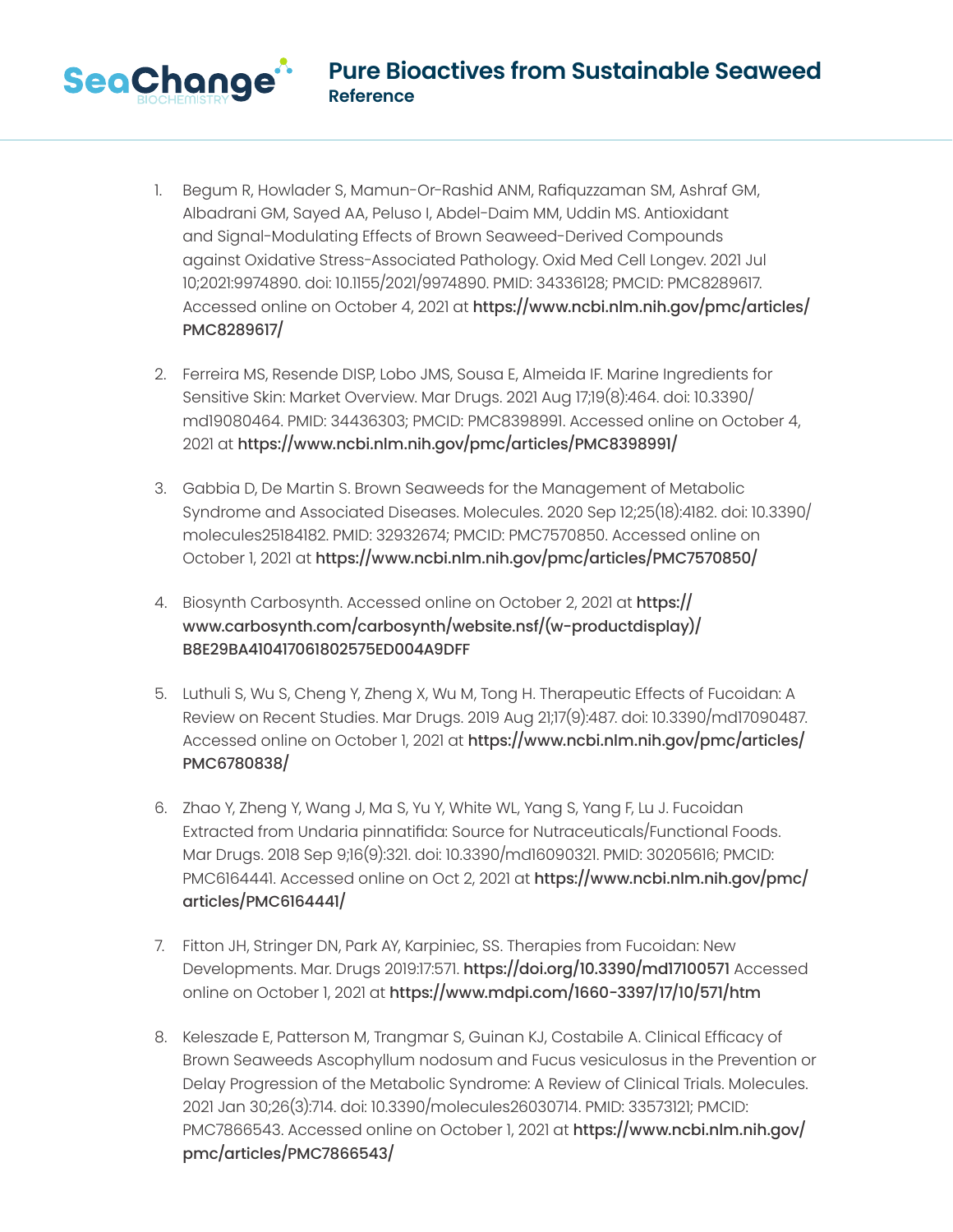# Pure Bioactives from Sustainable Seaweed

## Reference

1. Begum R, Howlader S, Mamun-Or-Rashid ANM, Rafiquzzaman SM, Ashraf GM, Albadrani GM, Sayed AA, Peluso I, Abdel-Daim MM, Uddin MS. Antioxidant and Signal-Modulating Effects of Brown Seaweed-Derived Compounds against Oxidative Stress-Associated Pathology. Oxid Med Cell Longev. 2021 Jul 10;2021:9974890. doi: 10.1155/2021/9974890. PMID: 34336128; PMCID: PMC8289617. Accessed online on October 4, 2021 at **https://www.ncbi.nlm.nih.gov/pmc/articles/PMC8289617/**

2. Ferreira MS, Resende DISP, Lobo JMS, Sousa E, Almeida IF. Marine Ingredients for Sensitive Skin: Market Overview. Mar Drugs. 2021 Aug 17;19(8):464. doi: 10.3390/md19080464. PMID: 34436303; PMCID: PMC8398991. Accessed online on October 4, 2021 at **https://www.ncbi.nlm.nih.gov/pmc/articles/PMC8398991/**

3. Gabbia D, De Martin S. Brown Seaweeds for the Management of Metabolic Syndrome and Associated Diseases. Molecules. 2020 Sep 12;25(18):4182. doi: 10.3390/molecules25184182. PMID: 32932674; PMCID: PMC7570850. Accessed online on October 1, 2021 at **https://www.ncbi.nlm.nih.gov/pmc/articles/PMC7570850/**

4. Biosynth Carbosynth. Accessed online on October 2, 2021 at **https://www.carbosynth.com/carbosynth/website.nsf/(w-productdisplay)/B8E29BA410417061802575ED004A9DFF**

5. Luthuli S, Wu S, Cheng Y, Zheng X, Wu M, Tong H. Therapeutic Effects of Fucoidan: A Review on Recent Studies. Mar Drugs. 2019 Aug 21;17(9):487. doi: 10.3390/md17090487. Accessed online on October 1, 2021 at **https://www.ncbi.nlm.nih.gov/pmc/articles/PMC6780838/**

6. Zhao Y, Zheng Y, Wang J, Ma S, Yu Y, White WL, Yang S, Yang F, Lu J. Fucoidan Extracted from Undaria pinnatifida: Source for Nutraceuticals/Functional Foods. Mar Drugs. 2018 Sep 9;16(9):321. doi: 10.3390/md16090321. PMID: 30205616; PMCID: PMC6164441. Accessed online on Oct 2, 2021 at **https://www.ncbi.nlm.nih.gov/pmc/articles/PMC6164441/**

7. Fitton JH, Stringer DN, Park AY, Karpiniec, SS. Therapies from Fucoidan: New Developments. Mar. Drugs 2019:17:571. **https://doi.org/10.3390/md17100571** Accessed online on October 1, 2021 at **https://www.mdpi.com/1660-3397/17/10/571/htm**

8. Keleszade E, Patterson M, Trangmar S, Guinan KJ, Costabile A. Clinical Efficacy of Brown Seaweeds Ascophyllum nodosum and Fucus vesiculosus in the Prevention or Delay Progression of the Metabolic Syndrome: A Review of Clinical Trials. Molecules. 2021 Jan 30;26(3):714. doi: 10.3390/molecules26030714. PMID: 33573121; PMCID: PMC7866543. Accessed online on October 1, 2021 at **https://www.ncbi.nlm.nih.gov/pmc/articles/PMC7866543/**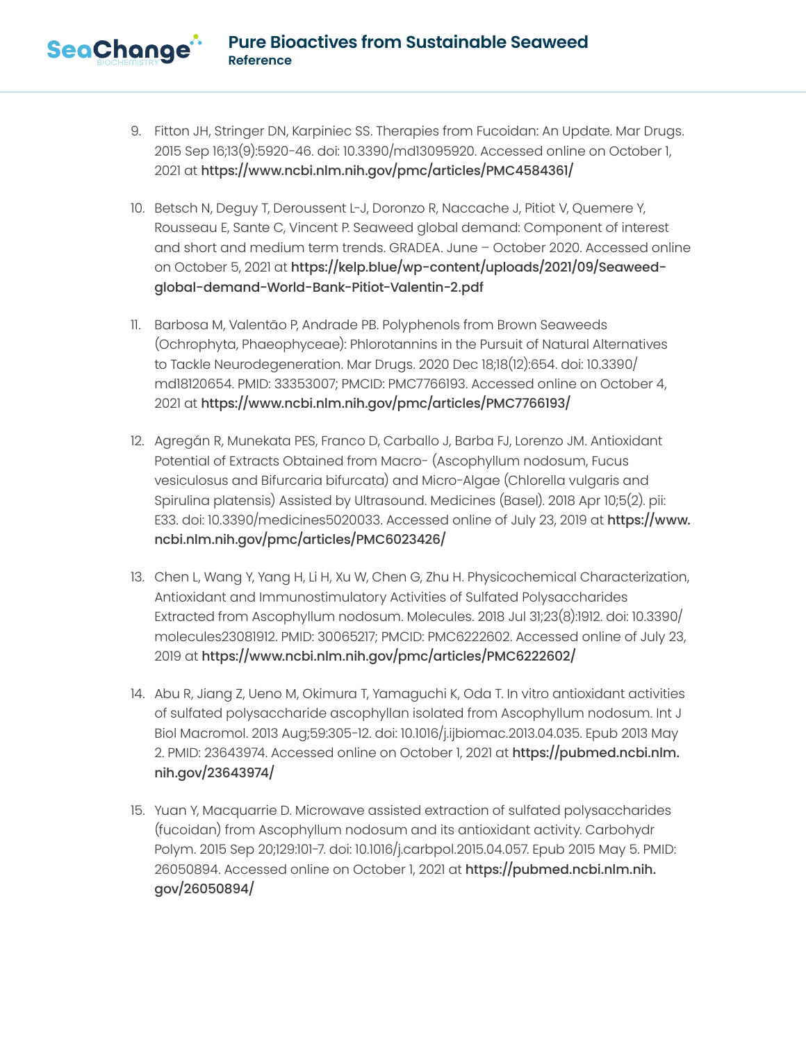9. Fitton JH, Stringer DN, Karpiniec SS. Therapies from Fucoidan: An Update. Mar Drugs. 2015 Sep 16;13(9):5920-46. doi: 10.3390/md13095920. Accessed online on October 1, 2021 at **https://www.ncbi.nlm.nih.gov/pmc/articles/PMC4584361/**

10. Betsch N, Deguy T, Deroussent L-J, Doronzo R, Naccache J, Pitiot V, Quemere Y, Rousseau E, Sante C, Vincent P. Seaweed global demand: Component of interest and short and medium term trends. GRADEA. June – October 2020. Accessed online on October 5, 2021 at **https://kelp.blue/wp-content/uploads/2021/09/Seaweed-global-demand-World-Bank-Pitiot-Valentin-2.pdf**

11. Barbosa M, Valentão P, Andrade PB. Polyphenols from Brown Seaweeds (Ochrophyta, Phaeophyceae): Phlorotannins in the Pursuit of Natural Alternatives to Tackle Neurodegeneration. Mar Drugs. 2020 Dec 18;18(12):654. doi: 10.3390/md18120654. PMID: 33353007; PMCID: PMC7766193. Accessed online on October 4, 2021 at **https://www.ncbi.nlm.nih.gov/pmc/articles/PMC7766193/**

12. Agregán R, Munekata PES, Franco D, Carballo J, Barba FJ, Lorenzo JM. Antioxidant Potential of Extracts Obtained from Macro- (Ascophyllum nodosum, Fucus vesiculosus and Bifurcaria bifurcata) and Micro-Algae (Chlorella vulgaris and Spirulina platensis) Assisted by Ultrasound. Medicines (Basel). 2018 Apr 10;5(2). pii: E33. doi: 10.3390/medicines5020033. Accessed online of July 23, 2019 at **https://www.ncbi.nlm.nih.gov/pmc/articles/PMC6023426/**

13. Chen L, Wang Y, Yang H, Li H, Xu W, Chen G, Zhu H. Physicochemical Characterization, Antioxidant and Immunostimulatory Activities of Sulfated Polysaccharides Extracted from Ascophyllum nodosum. Molecules. 2018 Jul 31;23(8):1912. doi: 10.3390/molecules23081912. PMID: 30065217; PMCID: PMC6222602. Accessed online of July 23, 2019 at **https://www.ncbi.nlm.nih.gov/pmc/articles/PMC6222602/**

14. Abu R, Jiang Z, Ueno M, Okimura T, Yamaguchi K, Oda T. In vitro antioxidant activities of sulfated polysaccharide ascophyllan isolated from Ascophyllum nodosum. Int J Biol Macromol. 2013 Aug;59:305-12. doi: 10.1016/j.ijbiomac.2013.04.035. Epub 2013 May 2. PMID: 23643974. Accessed online on October 1, 2021 at **https://pubmed.ncbi.nlm.nih.gov/23643974/**

15. Yuan Y, Macquarrie D. Microwave assisted extraction of sulfated polysaccharides (fucoidan) from Ascophyllum nodosum and its antioxidant activity. Carbohydr Polym. 2015 Sep 20;129:101-7. doi: 10.1016/j.carbpol.2015.04.057. Epub 2015 May 5. PMID: 26050894. Accessed online on October 1, 2021 at **https://pubmed.ncbi.nlm.nih.gov/26050894/**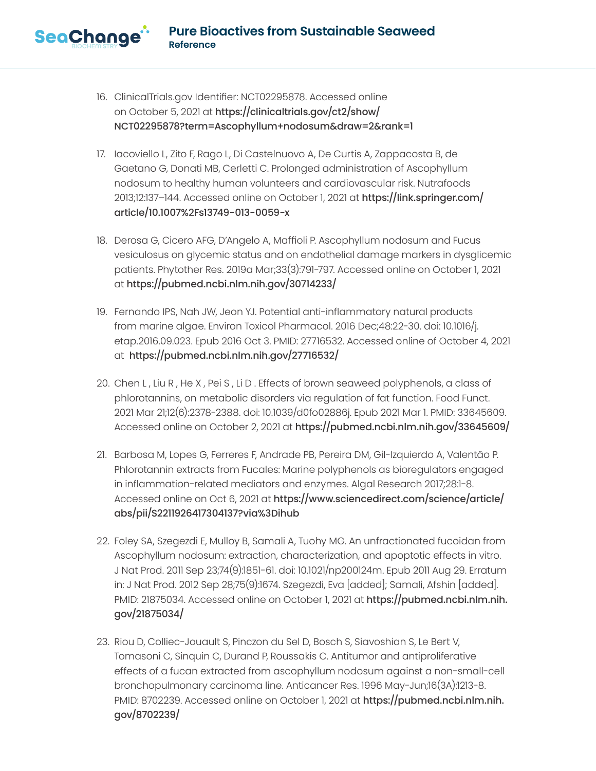16. ClinicalTrials.gov Identifier: NCT02295878. Accessed online on October 5, 2021 at **https://clinicaltrials.gov/ct2/show/NCT02295878?term=Ascophyllum+nodosum&draw=2&rank=1**

17. Iacoviello L, Zito F, Rago L, Di Castelnuovo A, De Curtis A, Zappacosta B, de Gaetano G, Donati MB, Cerletti C. Prolonged administration of Ascophyllum nodosum to healthy human volunteers and cardiovascular risk. Nutrafoods 2013;12:137–144. Accessed online on October 1, 2021 at **https://link.springer.com/article/10.1007%2Fs13749-013-0059-x**

18. Derosa G, Cicero AFG, D'Angelo A, Maffioli P. Ascophyllum nodosum and Fucus vesiculosus on glycemic status and on endothelial damage markers in dysglicemic patients. Phytother Res. 2019a Mar;33(3):791-797. Accessed online on October 1, 2021 at **https://pubmed.ncbi.nlm.nih.gov/30714233/**

19. Fernando IPS, Nah JW, Jeon YJ. Potential anti-inflammatory natural products from marine algae. Environ Toxicol Pharmacol. 2016 Dec;48:22-30. doi: 10.1016/j.etap.2016.09.023. Epub 2016 Oct 3. PMID: 27716532. Accessed online of October 4, 2021 at **https://pubmed.ncbi.nlm.nih.gov/27716532/**

20. Chen L , Liu R , He X , Pei S , Li D . Effects of brown seaweed polyphenols, a class of phlorotannins, on metabolic disorders via regulation of fat function. Food Funct. 2021 Mar 21;12(6):2378-2388. doi: 10.1039/d0fo02886j. Epub 2021 Mar 1. PMID: 33645609. Accessed online on October 2, 2021 at **https://pubmed.ncbi.nlm.nih.gov/33645609/**

21. Barbosa M, Lopes G, Ferreres F, Andrade PB, Pereira DM, Gil-Izquierdo A, Valentão P. Phlorotannin extracts from Fucales: Marine polyphenols as bioregulators engaged in inflammation-related mediators and enzymes. Algal Research 2017;28:1-8. Accessed online on Oct 6, 2021 at **https://www.sciencedirect.com/science/article/abs/pii/S2211926417304137?via%3Dihub**

22. Foley SA, Szegezdi E, Mulloy B, Samali A, Tuohy MG. An unfractionated fucoidan from Ascophyllum nodosum: extraction, characterization, and apoptotic effects in vitro. J Nat Prod. 2011 Sep 23;74(9):1851-61. doi: 10.1021/np200124m. Epub 2011 Aug 29. Erratum in: J Nat Prod. 2012 Sep 28;75(9):1674. Szegezdi, Eva [added]; Samali, Afshin [added]. PMID: 21875034. Accessed online on October 1, 2021 at **https://pubmed.ncbi.nlm.nih.gov/21875034/**

23. Riou D, Colliec-Jouault S, Pinczon du Sel D, Bosch S, Siavoshian S, Le Bert V, Tomasoni C, Sinquin C, Durand P, Roussakis C. Antitumor and antiproliferative effects of a fucan extracted from ascophyllum nodosum against a non-small-cell bronchopulmonary carcinoma line. Anticancer Res. 1996 May-Jun;16(3A):1213-8. PMID: 8702239. Accessed online on October 1, 2021 at **https://pubmed.ncbi.nlm.nih.gov/8702239/**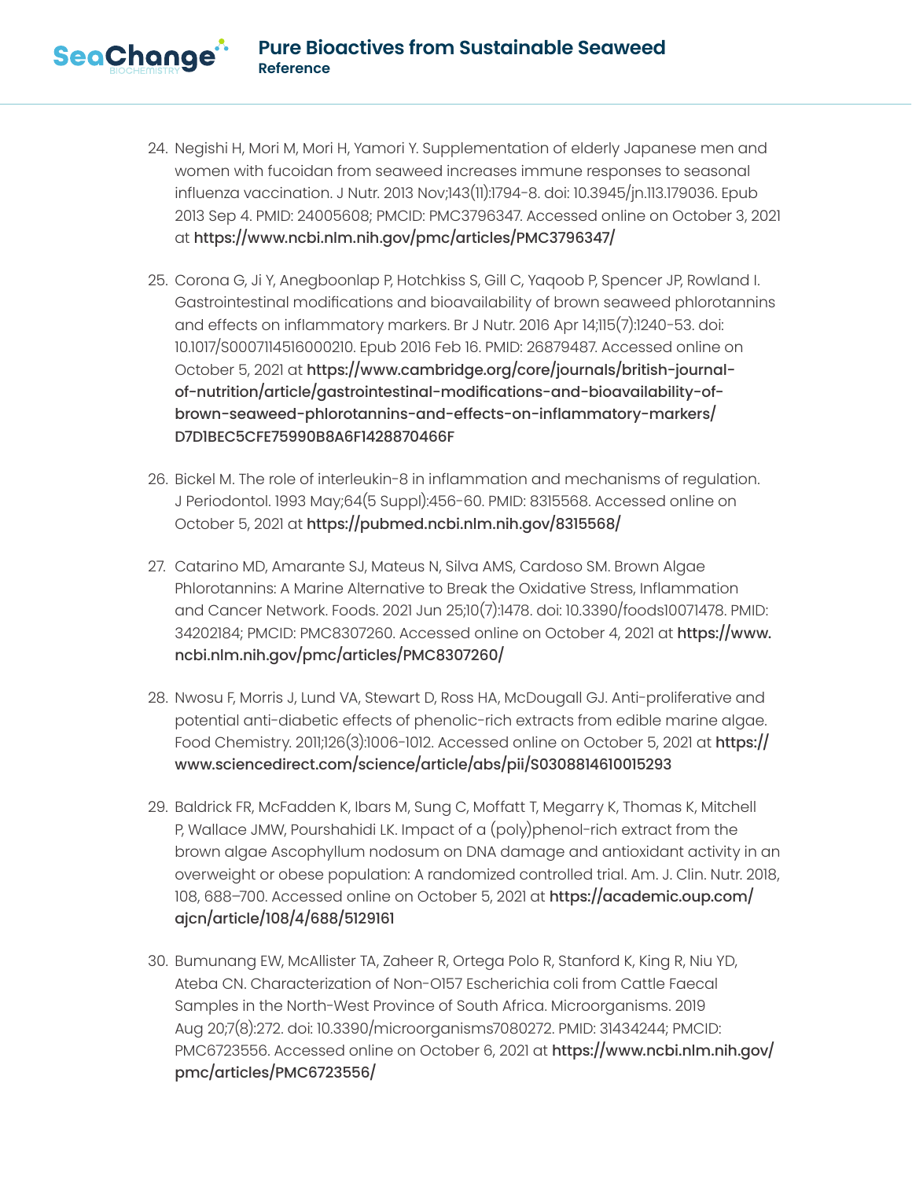24. Negishi H, Mori M, Mori H, Yamori Y. Supplementation of elderly Japanese men and women with fucoidan from seaweed increases immune responses to seasonal influenza vaccination. J Nutr. 2013 Nov;143(11):1794-8. doi: 10.3945/jn.113.179036. Epub 2013 Sep 4. PMID: 24005608; PMCID: PMC3796347. Accessed online on October 3, 2021 at **https://www.ncbi.nlm.nih.gov/pmc/articles/PMC3796347/**

25. Corona G, Ji Y, Anegboonlap P, Hotchkiss S, Gill C, Yaqoob P, Spencer JP, Rowland I. Gastrointestinal modifications and bioavailability of brown seaweed phlorotannins and effects on inflammatory markers. Br J Nutr. 2016 Apr 14;115(7):1240-53. doi: 10.1017/S0007114516000210. Epub 2016 Feb 16. PMID: 26879487. Accessed online on October 5, 2021 at **https://www.cambridge.org/core/journals/british-journal-of-nutrition/article/gastrointestinal-modifications-and-bioavailability-of-brown-seaweed-phlorotannins-and-effects-on-inflammatory-markers/D7D1BEC5CFE75990B8A6F1428870466F**

26. Bickel M. The role of interleukin-8 in inflammation and mechanisms of regulation. J Periodontol. 1993 May;64(5 Suppl):456-60. PMID: 8315568. Accessed online on October 5, 2021 at **https://pubmed.ncbi.nlm.nih.gov/8315568/**

27. Catarino MD, Amarante SJ, Mateus N, Silva AMS, Cardoso SM. Brown Algae Phlorotannins: A Marine Alternative to Break the Oxidative Stress, Inflammation and Cancer Network. Foods. 2021 Jun 25;10(7):1478. doi: 10.3390/foods10071478. PMID: 34202184; PMCID: PMC8307260. Accessed online on October 4, 2021 at **https://www.ncbi.nlm.nih.gov/pmc/articles/PMC8307260/**

28. Nwosu F, Morris J, Lund VA, Stewart D, Ross HA, McDougall GJ. Anti-proliferative and potential anti-diabetic effects of phenolic-rich extracts from edible marine algae. Food Chemistry. 2011;126(3):1006-1012. Accessed online on October 5, 2021 at **https://www.sciencedirect.com/science/article/abs/pii/S0308814610015293**

29. Baldrick FR, McFadden K, Ibars M, Sung C, Moffatt T, Megarry K, Thomas K, Mitchell P, Wallace JMW, Pourshahidi LK. Impact of a (poly)phenol-rich extract from the brown algae Ascophyllum nodosum on DNA damage and antioxidant activity in an overweight or obese population: A randomized controlled trial. Am. J. Clin. Nutr. 2018, 108, 688–700. Accessed online on October 5, 2021 at **https://academic.oup.com/ajcn/article/108/4/688/5129161**

30. Bumunang EW, McAllister TA, Zaheer R, Ortega Polo R, Stanford K, King R, Niu YD, Ateba CN. Characterization of Non-O157 Escherichia coli from Cattle Faecal Samples in the North-West Province of South Africa. Microorganisms. 2019 Aug 20;7(8):272. doi: 10.3390/microorganisms7080272. PMID: 31434244; PMCID: PMC6723556. Accessed online on October 6, 2021 at **https://www.ncbi.nlm.nih.gov/pmc/articles/PMC6723556/**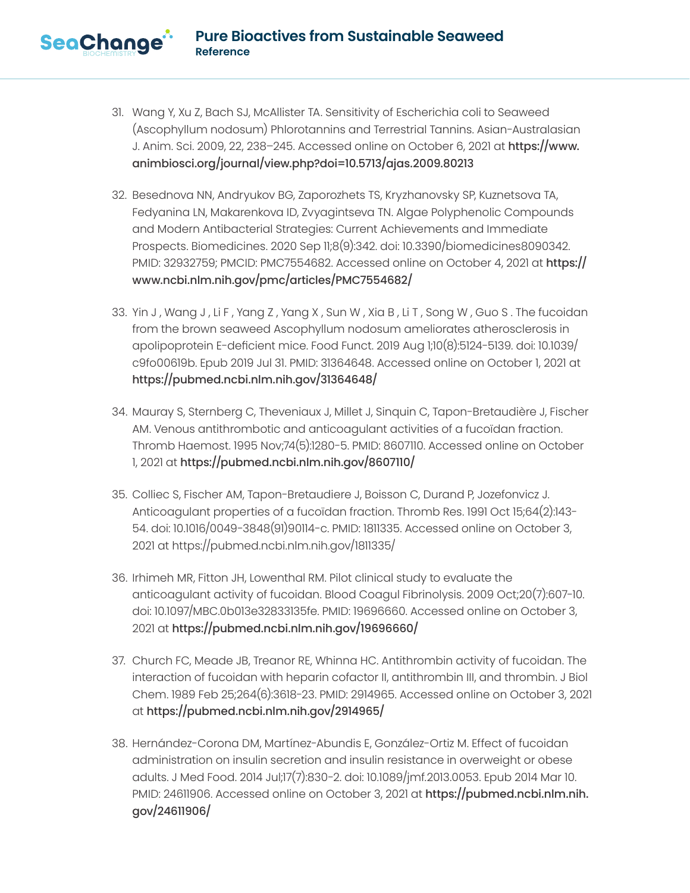31. Wang Y, Xu Z, Bach SJ, McAllister TA. Sensitivity of Escherichia coli to Seaweed (Ascophyllum nodosum) Phlorotannins and Terrestrial Tannins. Asian-Australasian J. Anim. Sci. 2009, 22, 238–245. Accessed online on October 6, 2021 at **https://www.animbiosci.org/journal/view.php?doi=10.5713/ajas.2009.80213**

32. Besednova NN, Andryukov BG, Zaporozhets TS, Kryzhanovsky SP, Kuznetsova TA, Fedyanina LN, Makarenkova ID, Zvyagintseva TN. Algae Polyphenolic Compounds and Modern Antibacterial Strategies: Current Achievements and Immediate Prospects. Biomedicines. 2020 Sep 11;8(9):342. doi: 10.3390/biomedicines8090342. PMID: 32932759; PMCID: PMC7554682. Accessed online on October 4, 2021 at **https://www.ncbi.nlm.nih.gov/pmc/articles/PMC7554682/**

33. Yin J , Wang J , Li F , Yang Z , Yang X , Sun W , Xia B , Li T , Song W , Guo S . The fucoidan from the brown seaweed Ascophyllum nodosum ameliorates atherosclerosis in apolipoprotein E-deficient mice. Food Funct. 2019 Aug 1;10(8):5124-5139. doi: 10.1039/c9fo00619b. Epub 2019 Jul 31. PMID: 31364648. Accessed online on October 1, 2021 at **https://pubmed.ncbi.nlm.nih.gov/31364648/**

34. Mauray S, Sternberg C, Theveniaux J, Millet J, Sinquin C, Tapon-Bretaudière J, Fischer AM. Venous antithrombotic and anticoagulant activities of a fucoïdan fraction. Thromb Haemost. 1995 Nov;74(5):1280-5. PMID: 8607110. Accessed online on October 1, 2021 at **https://pubmed.ncbi.nlm.nih.gov/8607110/**

35. Colliec S, Fischer AM, Tapon-Bretaudiere J, Boisson C, Durand P, Jozefonvicz J. Anticoagulant properties of a fucoïdan fraction. Thromb Res. 1991 Oct 15;64(2):143-54. doi: 10.1016/0049-3848(91)90114-c. PMID: 1811335. Accessed online on October 3, 2021 at https://pubmed.ncbi.nlm.nih.gov/1811335/

36. Irhimeh MR, Fitton JH, Lowenthal RM. Pilot clinical study to evaluate the anticoagulant activity of fucoidan. Blood Coagul Fibrinolysis. 2009 Oct;20(7):607-10. doi: 10.1097/MBC.0b013e32833135fe. PMID: 19696660. Accessed online on October 3, 2021 at **https://pubmed.ncbi.nlm.nih.gov/19696660/**

37. Church FC, Meade JB, Treanor RE, Whinna HC. Antithrombin activity of fucoidan. The interaction of fucoidan with heparin cofactor II, antithrombin III, and thrombin. J Biol Chem. 1989 Feb 25;264(6):3618-23. PMID: 2914965. Accessed online on October 3, 2021 at **https://pubmed.ncbi.nlm.nih.gov/2914965/**

38. Hernández-Corona DM, Martínez-Abundis E, González-Ortiz M. Effect of fucoidan administration on insulin secretion and insulin resistance in overweight or obese adults. J Med Food. 2014 Jul;17(7):830-2. doi: 10.1089/jmf.2013.0053. Epub 2014 Mar 10. PMID: 24611906. Accessed online on October 3, 2021 at **https://pubmed.ncbi.nlm.nih.gov/24611906/**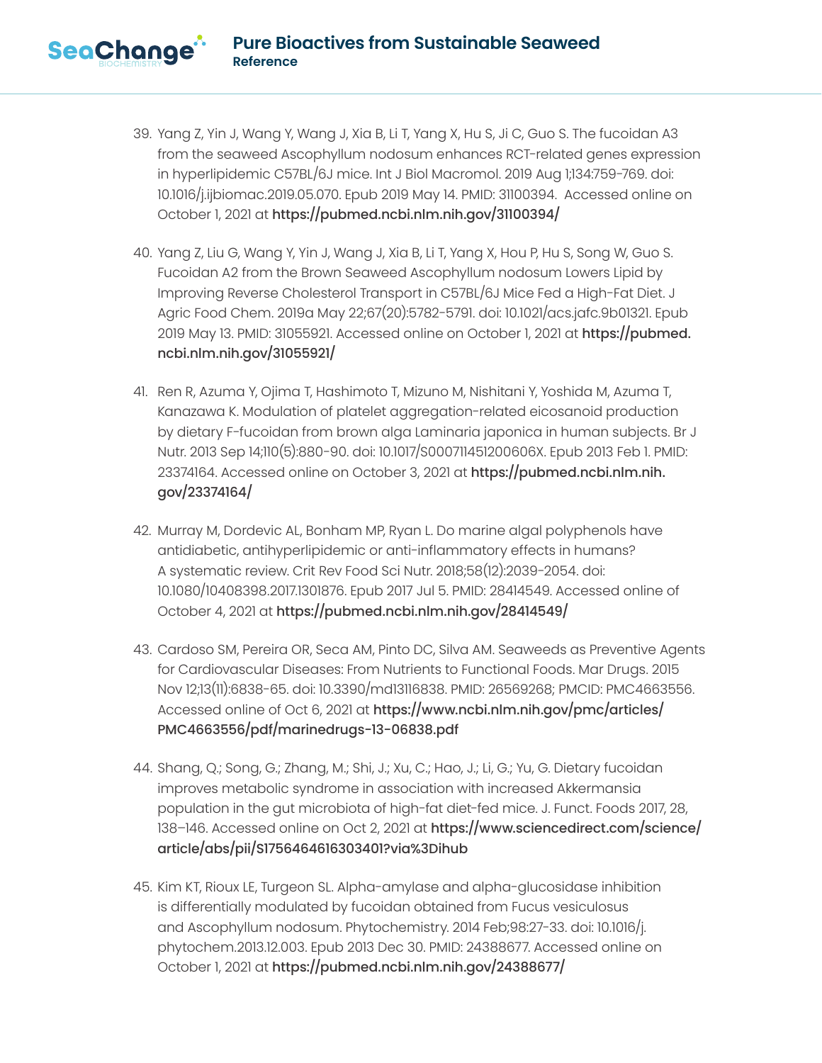39. Yang Z, Yin J, Wang Y, Wang J, Xia B, Li T, Yang X, Hu S, Ji C, Guo S. The fucoidan A3 from the seaweed Ascophyllum nodosum enhances RCT-related genes expression in hyperlipidemic C57BL/6J mice. Int J Biol Macromol. 2019 Aug 1;134:759-769. doi: 10.1016/j.ijbiomac.2019.05.070. Epub 2019 May 14. PMID: 31100394. Accessed online on October 1, 2021 at **https://pubmed.ncbi.nlm.nih.gov/31100394/**

40. Yang Z, Liu G, Wang Y, Yin J, Wang J, Xia B, Li T, Yang X, Hou P, Hu S, Song W, Guo S. Fucoidan A2 from the Brown Seaweed Ascophyllum nodosum Lowers Lipid by Improving Reverse Cholesterol Transport in C57BL/6J Mice Fed a High-Fat Diet. J Agric Food Chem. 2019a May 22;67(20):5782-5791. doi: 10.1021/acs.jafc.9b01321. Epub 2019 May 13. PMID: 31055921. Accessed online on October 1, 2021 at **https://pubmed.ncbi.nlm.nih.gov/31055921/**

41. Ren R, Azuma Y, Ojima T, Hashimoto T, Mizuno M, Nishitani Y, Yoshida M, Azuma T, Kanazawa K. Modulation of platelet aggregation-related eicosanoid production by dietary F-fucoidan from brown alga Laminaria japonica in human subjects. Br J Nutr. 2013 Sep 14;110(5):880-90. doi: 10.1017/S000711451200606X. Epub 2013 Feb 1. PMID: 23374164. Accessed online on October 3, 2021 at **https://pubmed.ncbi.nlm.nih.gov/23374164/**

42. Murray M, Dordevic AL, Bonham MP, Ryan L. Do marine algal polyphenols have antidiabetic, antihyperlipidemic or anti-inflammatory effects in humans? A systematic review. Crit Rev Food Sci Nutr. 2018;58(12):2039-2054. doi: 10.1080/10408398.2017.1301876. Epub 2017 Jul 5. PMID: 28414549. Accessed online of October 4, 2021 at **https://pubmed.ncbi.nlm.nih.gov/28414549/**

43. Cardoso SM, Pereira OR, Seca AM, Pinto DC, Silva AM. Seaweeds as Preventive Agents for Cardiovascular Diseases: From Nutrients to Functional Foods. Mar Drugs. 2015 Nov 12;13(11):6838-65. doi: 10.3390/md13116838. PMID: 26569268; PMCID: PMC4663556. Accessed online of Oct 6, 2021 at **https://www.ncbi.nlm.nih.gov/pmc/articles/PMC4663556/pdf/marinedrugs-13-06838.pdf**

44. Shang, Q.; Song, G.; Zhang, M.; Shi, J.; Xu, C.; Hao, J.; Li, G.; Yu, G. Dietary fucoidan improves metabolic syndrome in association with increased Akkermansia population in the gut microbiota of high-fat diet-fed mice. J. Funct. Foods 2017, 28, 138–146. Accessed online on Oct 2, 2021 at **https://www.sciencedirect.com/science/article/abs/pii/S1756464616303401?via%3Dihub**

45. Kim KT, Rioux LE, Turgeon SL. Alpha-amylase and alpha-glucosidase inhibition is differentially modulated by fucoidan obtained from Fucus vesiculosus and Ascophyllum nodosum. Phytochemistry. 2014 Feb;98:27-33. doi: 10.1016/j.phytochem.2013.12.003. Epub 2013 Dec 30. PMID: 24388677. Accessed online on October 1, 2021 at **https://pubmed.ncbi.nlm.nih.gov/24388677/**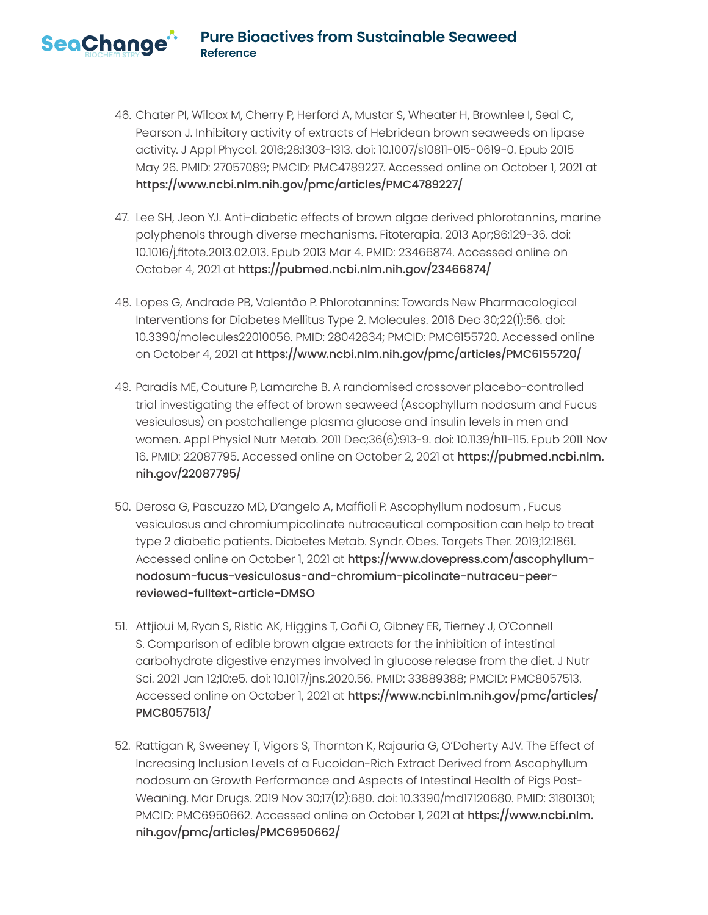46. Chater PI, Wilcox M, Cherry P, Herford A, Mustar S, Wheater H, Brownlee I, Seal C, Pearson J. Inhibitory activity of extracts of Hebridean brown seaweeds on lipase activity. J Appl Phycol. 2016;28:1303-1313. doi: 10.1007/s10811-015-0619-0. Epub 2015 May 26. PMID: 27057089; PMCID: PMC4789227. Accessed online on October 1, 2021 at **https://www.ncbi.nlm.nih.gov/pmc/articles/PMC4789227/**

47. Lee SH, Jeon YJ. Anti-diabetic effects of brown algae derived phlorotannins, marine polyphenols through diverse mechanisms. Fitoterapia. 2013 Apr;86:129-36. doi: 10.1016/j.fitote.2013.02.013. Epub 2013 Mar 4. PMID: 23466874. Accessed online on October 4, 2021 at **https://pubmed.ncbi.nlm.nih.gov/23466874/**

48. Lopes G, Andrade PB, Valentão P. Phlorotannins: Towards New Pharmacological Interventions for Diabetes Mellitus Type 2. Molecules. 2016 Dec 30;22(1):56. doi: 10.3390/molecules22010056. PMID: 28042834; PMCID: PMC6155720. Accessed online on October 4, 2021 at **https://www.ncbi.nlm.nih.gov/pmc/articles/PMC6155720/**

49. Paradis ME, Couture P, Lamarche B. A randomised crossover placebo-controlled trial investigating the effect of brown seaweed (Ascophyllum nodosum and Fucus vesiculosus) on postchallenge plasma glucose and insulin levels in men and women. Appl Physiol Nutr Metab. 2011 Dec;36(6):913-9. doi: 10.1139/h11-115. Epub 2011 Nov 16. PMID: 22087795. Accessed online on October 2, 2021 at **https://pubmed.ncbi.nlm.nih.gov/22087795/**

50. Derosa G, Pascuzzo MD, D'angelo A, Maffioli P. Ascophyllum nodosum , Fucus vesiculosus and chromiumpicolinate nutraceutical composition can help to treat type 2 diabetic patients. Diabetes Metab. Syndr. Obes. Targets Ther. 2019;12:1861. Accessed online on October 1, 2021 at **https://www.dovepress.com/ascophyllum-nodosum-fucus-vesiculosus-and-chromium-picolinate-nutraceu-peer-reviewed-fulltext-article-DMSO**

51. Attjioui M, Ryan S, Ristic AK, Higgins T, Goñi O, Gibney ER, Tierney J, O'Connell S. Comparison of edible brown algae extracts for the inhibition of intestinal carbohydrate digestive enzymes involved in glucose release from the diet. J Nutr Sci. 2021 Jan 12;10:e5. doi: 10.1017/jns.2020.56. PMID: 33889388; PMCID: PMC8057513. Accessed online on October 1, 2021 at **https://www.ncbi.nlm.nih.gov/pmc/articles/PMC8057513/**

52. Rattigan R, Sweeney T, Vigors S, Thornton K, Rajauria G, O'Doherty AJV. The Effect of Increasing Inclusion Levels of a Fucoidan-Rich Extract Derived from Ascophyllum nodosum on Growth Performance and Aspects of Intestinal Health of Pigs Post-Weaning. Mar Drugs. 2019 Nov 30;17(12):680. doi: 10.3390/md17120680. PMID: 31801301; PMCID: PMC6950662. Accessed online on October 1, 2021 at **https://www.ncbi.nlm.nih.gov/pmc/articles/PMC6950662/**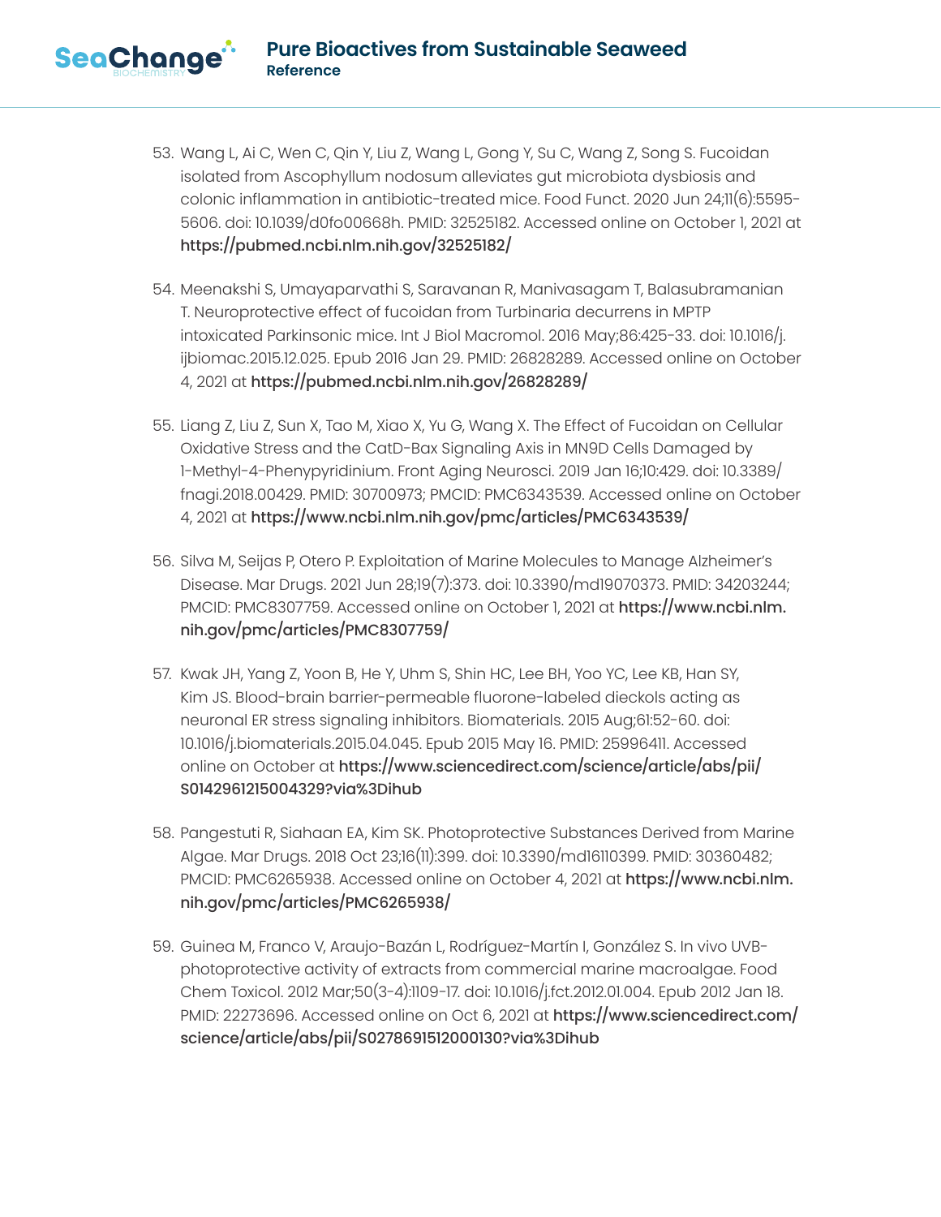53. Wang L, Ai C, Wen C, Qin Y, Liu Z, Wang L, Gong Y, Su C, Wang Z, Song S. Fucoidan isolated from Ascophyllum nodosum alleviates gut microbiota dysbiosis and colonic inflammation in antibiotic-treated mice. Food Funct. 2020 Jun 24;11(6):5595-5606. doi: 10.1039/d0fo00668h. PMID: 32525182. Accessed online on October 1, 2021 at **https://pubmed.ncbi.nlm.nih.gov/32525182/**

54. Meenakshi S, Umayaparvathi S, Saravanan R, Manivasagam T, Balasubramanian T. Neuroprotective effect of fucoidan from Turbinaria decurrens in MPTP intoxicated Parkinsonic mice. Int J Biol Macromol. 2016 May;86:425-33. doi: 10.1016/j.ijbiomac.2015.12.025. Epub 2016 Jan 29. PMID: 26828289. Accessed online on October 4, 2021 at **https://pubmed.ncbi.nlm.nih.gov/26828289/**

55. Liang Z, Liu Z, Sun X, Tao M, Xiao X, Yu G, Wang X. The Effect of Fucoidan on Cellular Oxidative Stress and the CatD-Bax Signaling Axis in MN9D Cells Damaged by 1-Methyl-4-Phenypyridinium. Front Aging Neurosci. 2019 Jan 16;10:429. doi: 10.3389/fnagi.2018.00429. PMID: 30700973; PMCID: PMC6343539. Accessed online on October 4, 2021 at **https://www.ncbi.nlm.nih.gov/pmc/articles/PMC6343539/**

56. Silva M, Seijas P, Otero P. Exploitation of Marine Molecules to Manage Alzheimer's Disease. Mar Drugs. 2021 Jun 28;19(7):373. doi: 10.3390/md19070373. PMID: 34203244; PMCID: PMC8307759. Accessed online on October 1, 2021 at **https://www.ncbi.nlm.nih.gov/pmc/articles/PMC8307759/**

57. Kwak JH, Yang Z, Yoon B, He Y, Uhm S, Shin HC, Lee BH, Yoo YC, Lee KB, Han SY, Kim JS. Blood-brain barrier-permeable fluorone-labeled dieckols acting as neuronal ER stress signaling inhibitors. Biomaterials. 2015 Aug;61:52-60. doi: 10.1016/j.biomaterials.2015.04.045. Epub 2015 May 16. PMID: 25996411. Accessed online on October at **https://www.sciencedirect.com/science/article/abs/pii/S0142961215004329?via%3Dihub**

58. Pangestuti R, Siahaan EA, Kim SK. Photoprotective Substances Derived from Marine Algae. Mar Drugs. 2018 Oct 23;16(11):399. doi: 10.3390/md16110399. PMID: 30360482; PMCID: PMC6265938. Accessed online on October 4, 2021 at **https://www.ncbi.nlm.nih.gov/pmc/articles/PMC6265938/**

59. Guinea M, Franco V, Araujo-Bazán L, Rodríguez-Martín I, González S. In vivo UVB-photoprotective activity of extracts from commercial marine macroalgae. Food Chem Toxicol. 2012 Mar;50(3-4):1109-17. doi: 10.1016/j.fct.2012.01.004. Epub 2012 Jan 18. PMID: 22273696. Accessed online on Oct 6, 2021 at **https://www.sciencedirect.com/science/article/abs/pii/S0278691512000130?via%3Dihub**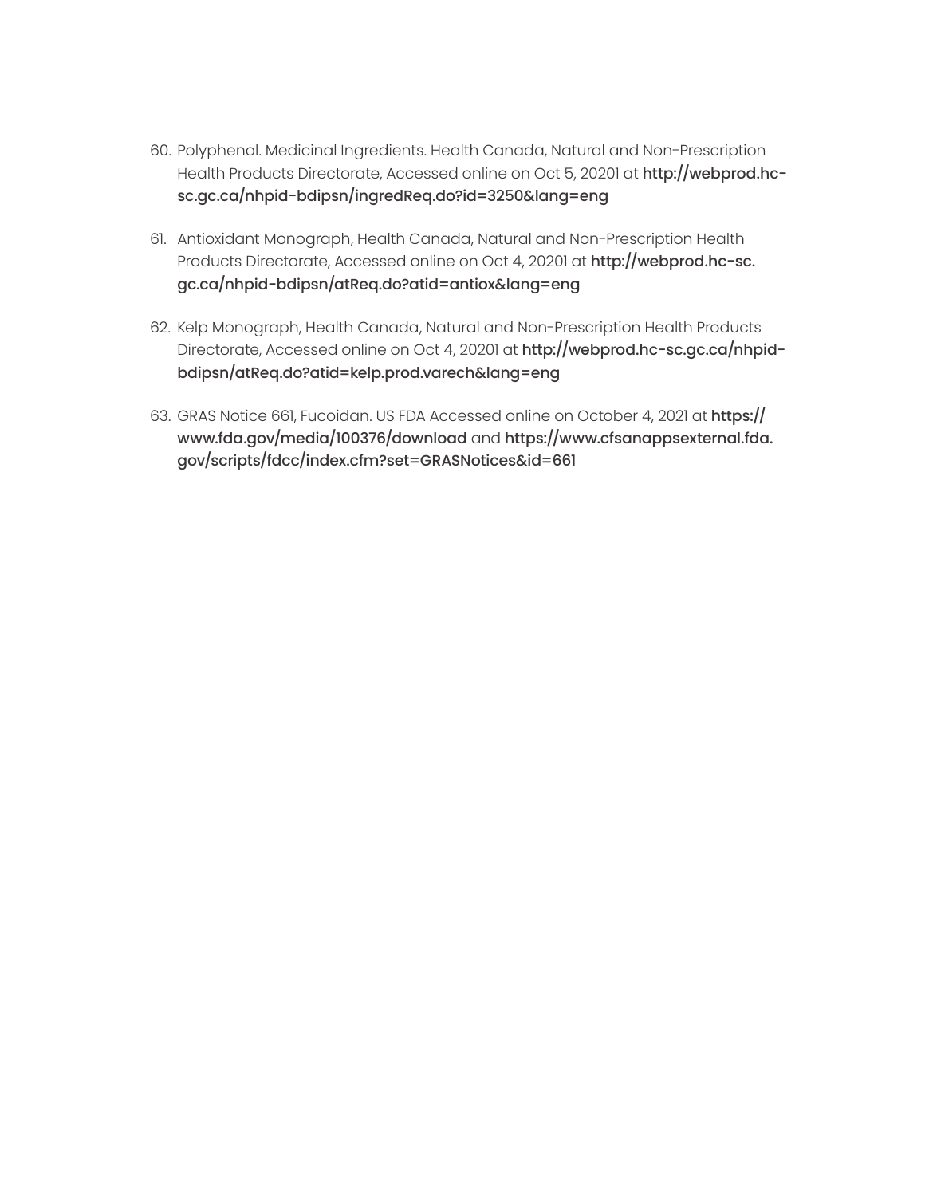60. Polyphenol. Medicinal Ingredients. Health Canada, Natural and Non-Prescription Health Products Directorate, Accessed online on Oct 5, 20201 at **http://webprod.hc-sc.gc.ca/nhpid-bdipsn/ingredReq.do?id=3250&lang=eng**

61. Antioxidant Monograph, Health Canada, Natural and Non-Prescription Health Products Directorate, Accessed online on Oct 4, 20201 at **http://webprod.hc-sc.gc.ca/nhpid-bdipsn/atReq.do?atid=antiox&lang=eng**

62. Kelp Monograph, Health Canada, Natural and Non-Prescription Health Products Directorate, Accessed online on Oct 4, 20201 at **http://webprod.hc-sc.gc.ca/nhpid-bdipsn/atReq.do?atid=kelp.prod.varech&lang=eng**

63. GRAS Notice 661, Fucoidan. US FDA Accessed online on October 4, 2021 at **https://www.fda.gov/media/100376/download** and **https://www.cfsanappsexternal.fda.gov/scripts/fdcc/index.cfm?set=GRASNotices&id=661**